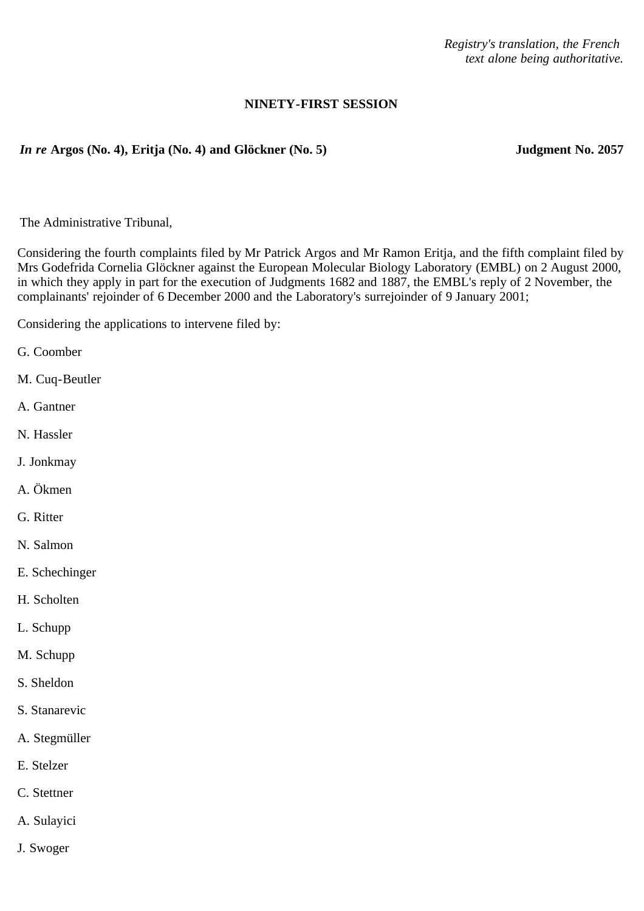*Registry's translation, the French text alone being authoritative.*

**NINETY-FIRST SESSION**

***In re* Argos (No. 4), Eritja (No. 4) and Glöckner (No. 5)** **Judgment No. 2057**

The Administrative Tribunal,

Considering the fourth complaints filed by Mr Patrick Argos and Mr Ramon Eritja, and the fifth complaint filed by Mrs Godefrida Cornelia Glöckner against the European Molecular Biology Laboratory (EMBL) on 2 August 2000, in which they apply in part for the execution of Judgments 1682 and 1887, the EMBL's reply of 2 November, the complainants' rejoinder of 6 December 2000 and the Laboratory's surrejoinder of 9 January 2001;

Considering the applications to intervene filed by:

G. Coomber

M. Cuq-Beutler

A. Gantner

N. Hassler

J. Jonkmay

A. Ökmen

G. Ritter

N. Salmon

E. Schechinger

H. Scholten

L. Schupp

M. Schupp

S. Sheldon

S. Stanarevic

A. Stegmüller

E. Stelzer

C. Stettner

A. Sulayici

J. Swoger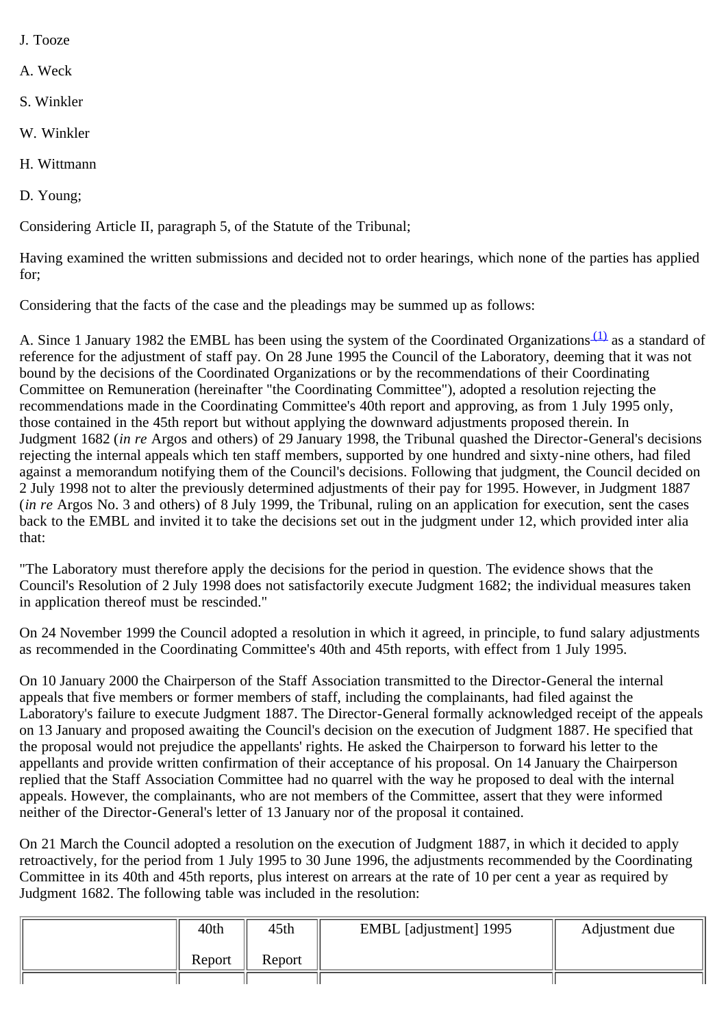J. Tooze

A. Weck

S. Winkler

W. Winkler

H. Wittmann

D. Young;

Considering Article II, paragraph 5, of the Statute of the Tribunal;

Having examined the written submissions and decided not to order hearings, which none of the parties has applied for;

Considering that the facts of the case and the pleadings may be summed up as follows:

A. Since 1 January 1982 the EMBL has been using the system of the Coordinated Organizations[(1)] as a standard of reference for the adjustment of staff pay. On 28 June 1995 the Council of the Laboratory, deeming that it was not bound by the decisions of the Coordinated Organizations or by the recommendations of their Coordinating Committee on Remuneration (hereinafter "the Coordinating Committee"), adopted a resolution rejecting the recommendations made in the Coordinating Committee's 40th report and approving, as from 1 July 1995 only, those contained in the 45th report but without applying the downward adjustments proposed therein. In Judgment 1682 (*in re* Argos and others) of 29 January 1998, the Tribunal quashed the Director-General's decisions rejecting the internal appeals which ten staff members, supported by one hundred and sixty-nine others, had filed against a memorandum notifying them of the Council's decisions. Following that judgment, the Council decided on 2 July 1998 not to alter the previously determined adjustments of their pay for 1995. However, in Judgment 1887 (*in re* Argos No. 3 and others) of 8 July 1999, the Tribunal, ruling on an application for execution, sent the cases back to the EMBL and invited it to take the decisions set out in the judgment under 12, which provided inter alia that:

"The Laboratory must therefore apply the decisions for the period in question. The evidence shows that the Council's Resolution of 2 July 1998 does not satisfactorily execute Judgment 1682; the individual measures taken in application thereof must be rescinded."

On 24 November 1999 the Council adopted a resolution in which it agreed, in principle, to fund salary adjustments as recommended in the Coordinating Committee's 40th and 45th reports, with effect from 1 July 1995.

On 10 January 2000 the Chairperson of the Staff Association transmitted to the Director-General the internal appeals that five members or former members of staff, including the complainants, had filed against the Laboratory's failure to execute Judgment 1887. The Director-General formally acknowledged receipt of the appeals on 13 January and proposed awaiting the Council's decision on the execution of Judgment 1887. He specified that the proposal would not prejudice the appellants' rights. He asked the Chairperson to forward his letter to the appellants and provide written confirmation of their acceptance of his proposal. On 14 January the Chairperson replied that the Staff Association Committee had no quarrel with the way he proposed to deal with the internal appeals. However, the complainants, who are not members of the Committee, assert that they were informed neither of the Director-General's letter of 13 January nor of the proposal it contained.

On 21 March the Council adopted a resolution on the execution of Judgment 1887, in which it decided to apply retroactively, for the period from 1 July 1995 to 30 June 1996, the adjustments recommended by the Coordinating Committee in its 40th and 45th reports, plus interest on arrears at the rate of 10 per cent a year as required by Judgment 1682. The following table was included in the resolution:

| | 40th Report | 45th Report | EMBL [adjustment] 1995 | Adjustment due |
|---|---|---|---|---|
| | | | | |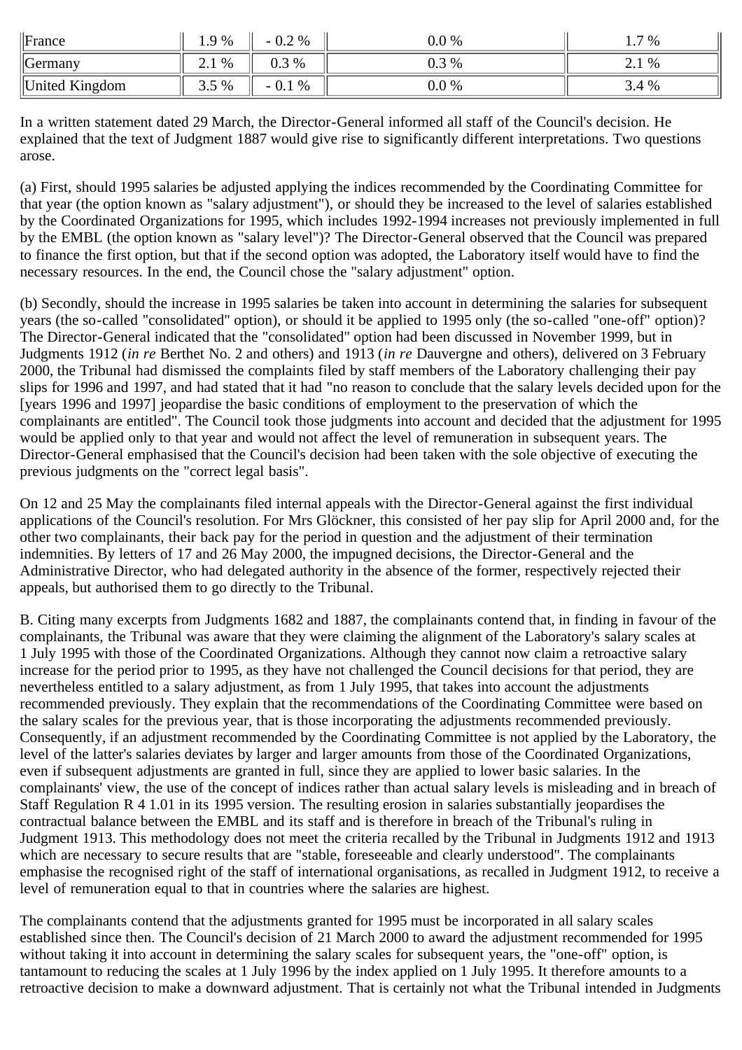| France | 1.9 % | - 0.2 % | 0.0 % | 1.7 % |
|---|---|---|---|---|
| Germany | 2.1 % | 0.3 % | 0.3 % | 2.1 % |
| United Kingdom | 3.5 % | - 0.1 % | 0.0 % | 3.4 % |

In a written statement dated 29 March, the Director-General informed all staff of the Council's decision. He explained that the text of Judgment 1887 would give rise to significantly different interpretations. Two questions arose.

(a) First, should 1995 salaries be adjusted applying the indices recommended by the Coordinating Committee for that year (the option known as "salary adjustment"), or should they be increased to the level of salaries established by the Coordinated Organizations for 1995, which includes 1992-1994 increases not previously implemented in full by the EMBL (the option known as "salary level")? The Director-General observed that the Council was prepared to finance the first option, but that if the second option was adopted, the Laboratory itself would have to find the necessary resources. In the end, the Council chose the "salary adjustment" option.

(b) Secondly, should the increase in 1995 salaries be taken into account in determining the salaries for subsequent years (the so-called "consolidated" option), or should it be applied to 1995 only (the so-called "one-off" option)? The Director-General indicated that the "consolidated" option had been discussed in November 1999, but in Judgments 1912 (*in re* Berthet No. 2 and others) and 1913 (*in re* Dauvergne and others), delivered on 3 February 2000, the Tribunal had dismissed the complaints filed by staff members of the Laboratory challenging their pay slips for 1996 and 1997, and had stated that it had "no reason to conclude that the salary levels decided upon for the [years 1996 and 1997] jeopardise the basic conditions of employment to the preservation of which the complainants are entitled". The Council took those judgments into account and decided that the adjustment for 1995 would be applied only to that year and would not affect the level of remuneration in subsequent years. The Director-General emphasised that the Council's decision had been taken with the sole objective of executing the previous judgments on the "correct legal basis".

On 12 and 25 May the complainants filed internal appeals with the Director-General against the first individual applications of the Council's resolution. For Mrs Glöckner, this consisted of her pay slip for April 2000 and, for the other two complainants, their back pay for the period in question and the adjustment of their termination indemnities. By letters of 17 and 26 May 2000, the impugned decisions, the Director-General and the Administrative Director, who had delegated authority in the absence of the former, respectively rejected their appeals, but authorised them to go directly to the Tribunal.

B. Citing many excerpts from Judgments 1682 and 1887, the complainants contend that, in finding in favour of the complainants, the Tribunal was aware that they were claiming the alignment of the Laboratory's salary scales at 1 July 1995 with those of the Coordinated Organizations. Although they cannot now claim a retroactive salary increase for the period prior to 1995, as they have not challenged the Council decisions for that period, they are nevertheless entitled to a salary adjustment, as from 1 July 1995, that takes into account the adjustments recommended previously. They explain that the recommendations of the Coordinating Committee were based on the salary scales for the previous year, that is those incorporating the adjustments recommended previously. Consequently, if an adjustment recommended by the Coordinating Committee is not applied by the Laboratory, the level of the latter's salaries deviates by larger and larger amounts from those of the Coordinated Organizations, even if subsequent adjustments are granted in full, since they are applied to lower basic salaries. In the complainants' view, the use of the concept of indices rather than actual salary levels is misleading and in breach of Staff Regulation R 4 1.01 in its 1995 version. The resulting erosion in salaries substantially jeopardises the contractual balance between the EMBL and its staff and is therefore in breach of the Tribunal's ruling in Judgment 1913. This methodology does not meet the criteria recalled by the Tribunal in Judgments 1912 and 1913 which are necessary to secure results that are "stable, foreseeable and clearly understood". The complainants emphasise the recognised right of the staff of international organisations, as recalled in Judgment 1912, to receive a level of remuneration equal to that in countries where the salaries are highest.

The complainants contend that the adjustments granted for 1995 must be incorporated in all salary scales established since then. The Council's decision of 21 March 2000 to award the adjustment recommended for 1995 without taking it into account in determining the salary scales for subsequent years, the "one-off" option, is tantamount to reducing the scales at 1 July 1996 by the index applied on 1 July 1995. It therefore amounts to a retroactive decision to make a downward adjustment. That is certainly not what the Tribunal intended in Judgments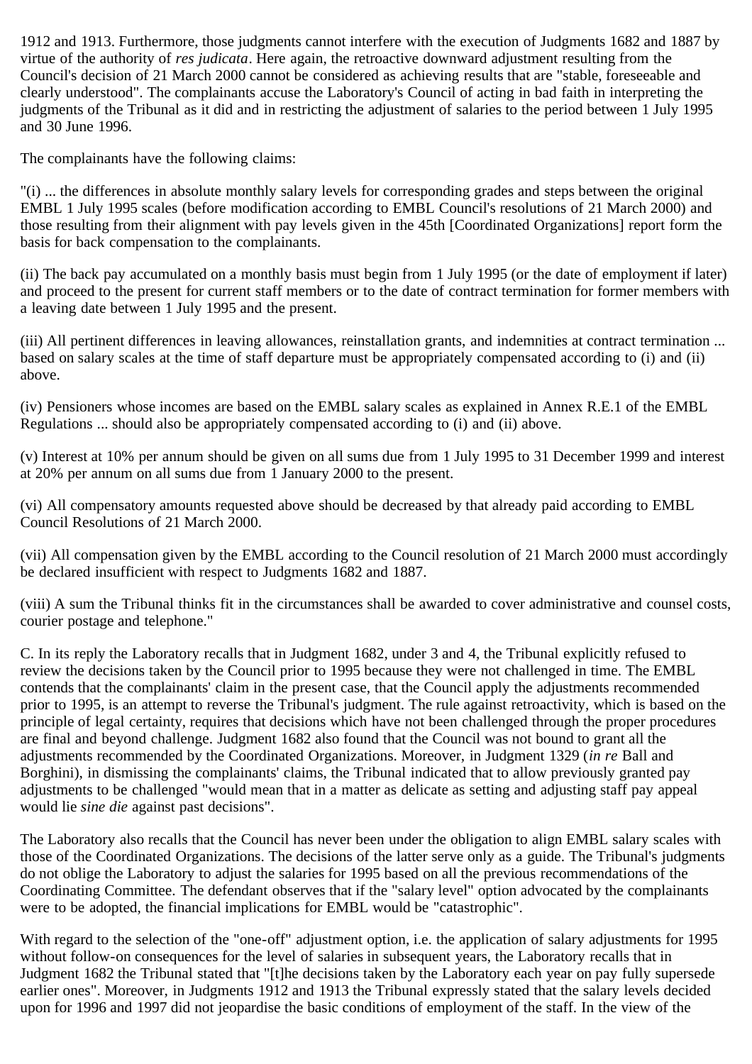1912 and 1913. Furthermore, those judgments cannot interfere with the execution of Judgments 1682 and 1887 by virtue of the authority of *res judicata*. Here again, the retroactive downward adjustment resulting from the Council's decision of 21 March 2000 cannot be considered as achieving results that are "stable, foreseeable and clearly understood". The complainants accuse the Laboratory's Council of acting in bad faith in interpreting the judgments of the Tribunal as it did and in restricting the adjustment of salaries to the period between 1 July 1995 and 30 June 1996.

The complainants have the following claims:

"(i) ... the differences in absolute monthly salary levels for corresponding grades and steps between the original EMBL 1 July 1995 scales (before modification according to EMBL Council's resolutions of 21 March 2000) and those resulting from their alignment with pay levels given in the 45th [Coordinated Organizations] report form the basis for back compensation to the complainants.

(ii) The back pay accumulated on a monthly basis must begin from 1 July 1995 (or the date of employment if later) and proceed to the present for current staff members or to the date of contract termination for former members with a leaving date between 1 July 1995 and the present.

(iii) All pertinent differences in leaving allowances, reinstallation grants, and indemnities at contract termination ... based on salary scales at the time of staff departure must be appropriately compensated according to (i) and (ii) above.

(iv) Pensioners whose incomes are based on the EMBL salary scales as explained in Annex R.E.1 of the EMBL Regulations ... should also be appropriately compensated according to (i) and (ii) above.

(v) Interest at 10% per annum should be given on all sums due from 1 July 1995 to 31 December 1999 and interest at 20% per annum on all sums due from 1 January 2000 to the present.

(vi) All compensatory amounts requested above should be decreased by that already paid according to EMBL Council Resolutions of 21 March 2000.

(vii) All compensation given by the EMBL according to the Council resolution of 21 March 2000 must accordingly be declared insufficient with respect to Judgments 1682 and 1887.

(viii) A sum the Tribunal thinks fit in the circumstances shall be awarded to cover administrative and counsel costs, courier postage and telephone."

C. In its reply the Laboratory recalls that in Judgment 1682, under 3 and 4, the Tribunal explicitly refused to review the decisions taken by the Council prior to 1995 because they were not challenged in time. The EMBL contends that the complainants' claim in the present case, that the Council apply the adjustments recommended prior to 1995, is an attempt to reverse the Tribunal's judgment. The rule against retroactivity, which is based on the principle of legal certainty, requires that decisions which have not been challenged through the proper procedures are final and beyond challenge. Judgment 1682 also found that the Council was not bound to grant all the adjustments recommended by the Coordinated Organizations. Moreover, in Judgment 1329 (*in re* Ball and Borghini), in dismissing the complainants' claims, the Tribunal indicated that to allow previously granted pay adjustments to be challenged "would mean that in a matter as delicate as setting and adjusting staff pay appeal would lie *sine die* against past decisions".

The Laboratory also recalls that the Council has never been under the obligation to align EMBL salary scales with those of the Coordinated Organizations. The decisions of the latter serve only as a guide. The Tribunal's judgments do not oblige the Laboratory to adjust the salaries for 1995 based on all the previous recommendations of the Coordinating Committee. The defendant observes that if the "salary level" option advocated by the complainants were to be adopted, the financial implications for EMBL would be "catastrophic".

With regard to the selection of the "one-off" adjustment option, i.e. the application of salary adjustments for 1995 without follow-on consequences for the level of salaries in subsequent years, the Laboratory recalls that in Judgment 1682 the Tribunal stated that "[t]he decisions taken by the Laboratory each year on pay fully supersede earlier ones". Moreover, in Judgments 1912 and 1913 the Tribunal expressly stated that the salary levels decided upon for 1996 and 1997 did not jeopardise the basic conditions of employment of the staff. In the view of the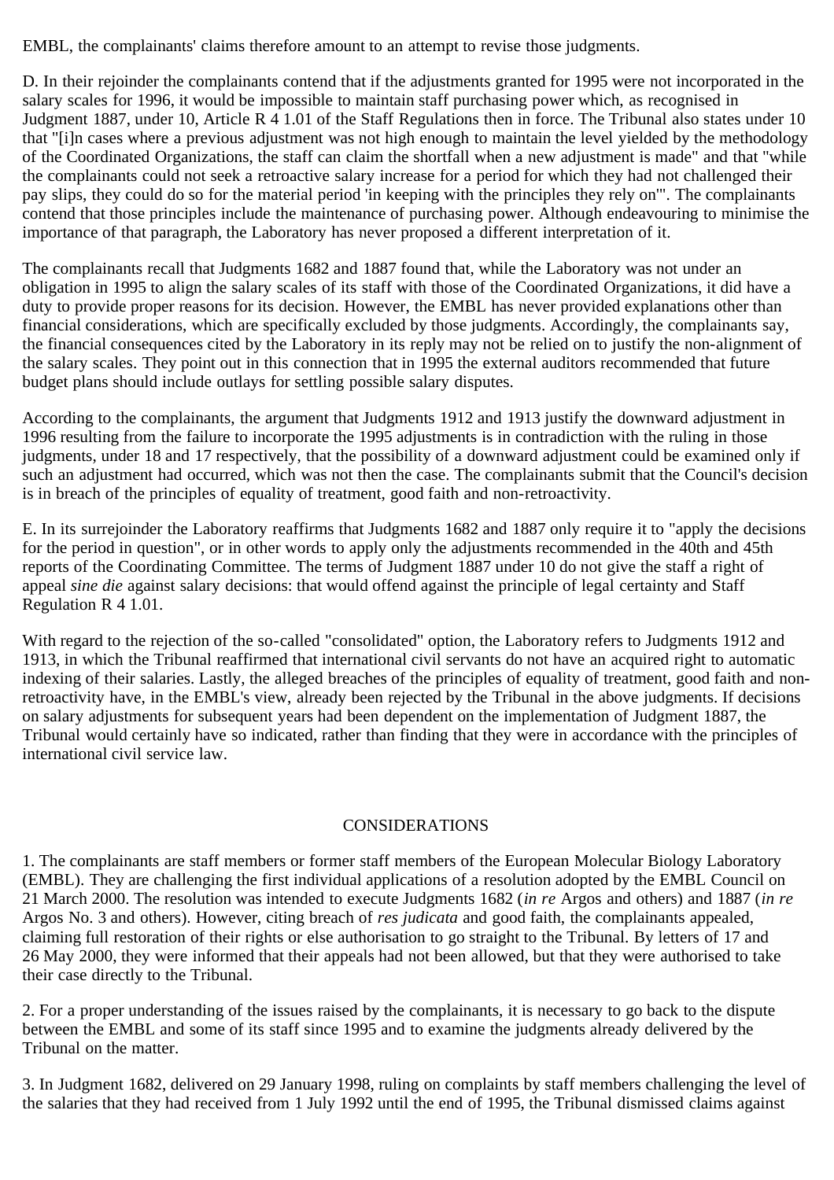EMBL, the complainants' claims therefore amount to an attempt to revise those judgments.

D. In their rejoinder the complainants contend that if the adjustments granted for 1995 were not incorporated in the salary scales for 1996, it would be impossible to maintain staff purchasing power which, as recognised in Judgment 1887, under 10, Article R 4 1.01 of the Staff Regulations then in force. The Tribunal also states under 10 that "[i]n cases where a previous adjustment was not high enough to maintain the level yielded by the methodology of the Coordinated Organizations, the staff can claim the shortfall when a new adjustment is made" and that "while the complainants could not seek a retroactive salary increase for a period for which they had not challenged their pay slips, they could do so for the material period 'in keeping with the principles they rely on'". The complainants contend that those principles include the maintenance of purchasing power. Although endeavouring to minimise the importance of that paragraph, the Laboratory has never proposed a different interpretation of it.

The complainants recall that Judgments 1682 and 1887 found that, while the Laboratory was not under an obligation in 1995 to align the salary scales of its staff with those of the Coordinated Organizations, it did have a duty to provide proper reasons for its decision. However, the EMBL has never provided explanations other than financial considerations, which are specifically excluded by those judgments. Accordingly, the complainants say, the financial consequences cited by the Laboratory in its reply may not be relied on to justify the non-alignment of the salary scales. They point out in this connection that in 1995 the external auditors recommended that future budget plans should include outlays for settling possible salary disputes.

According to the complainants, the argument that Judgments 1912 and 1913 justify the downward adjustment in 1996 resulting from the failure to incorporate the 1995 adjustments is in contradiction with the ruling in those judgments, under 18 and 17 respectively, that the possibility of a downward adjustment could be examined only if such an adjustment had occurred, which was not then the case. The complainants submit that the Council's decision is in breach of the principles of equality of treatment, good faith and non-retroactivity.

E. In its surrejoinder the Laboratory reaffirms that Judgments 1682 and 1887 only require it to "apply the decisions for the period in question", or in other words to apply only the adjustments recommended in the 40th and 45th reports of the Coordinating Committee. The terms of Judgment 1887 under 10 do not give the staff a right of appeal *sine die* against salary decisions: that would offend against the principle of legal certainty and Staff Regulation R 4 1.01.

With regard to the rejection of the so-called "consolidated" option, the Laboratory refers to Judgments 1912 and 1913, in which the Tribunal reaffirmed that international civil servants do not have an acquired right to automatic indexing of their salaries. Lastly, the alleged breaches of the principles of equality of treatment, good faith and non-retroactivity have, in the EMBL's view, already been rejected by the Tribunal in the above judgments. If decisions on salary adjustments for subsequent years had been dependent on the implementation of Judgment 1887, the Tribunal would certainly have so indicated, rather than finding that they were in accordance with the principles of international civil service law.

## CONSIDERATIONS

1. The complainants are staff members or former staff members of the European Molecular Biology Laboratory (EMBL). They are challenging the first individual applications of a resolution adopted by the EMBL Council on 21 March 2000. The resolution was intended to execute Judgments 1682 (*in re* Argos and others) and 1887 (*in re* Argos No. 3 and others). However, citing breach of *res judicata* and good faith, the complainants appealed, claiming full restoration of their rights or else authorisation to go straight to the Tribunal. By letters of 17 and 26 May 2000, they were informed that their appeals had not been allowed, but that they were authorised to take their case directly to the Tribunal.

2. For a proper understanding of the issues raised by the complainants, it is necessary to go back to the dispute between the EMBL and some of its staff since 1995 and to examine the judgments already delivered by the Tribunal on the matter.

3. In Judgment 1682, delivered on 29 January 1998, ruling on complaints by staff members challenging the level of the salaries that they had received from 1 July 1992 until the end of 1995, the Tribunal dismissed claims against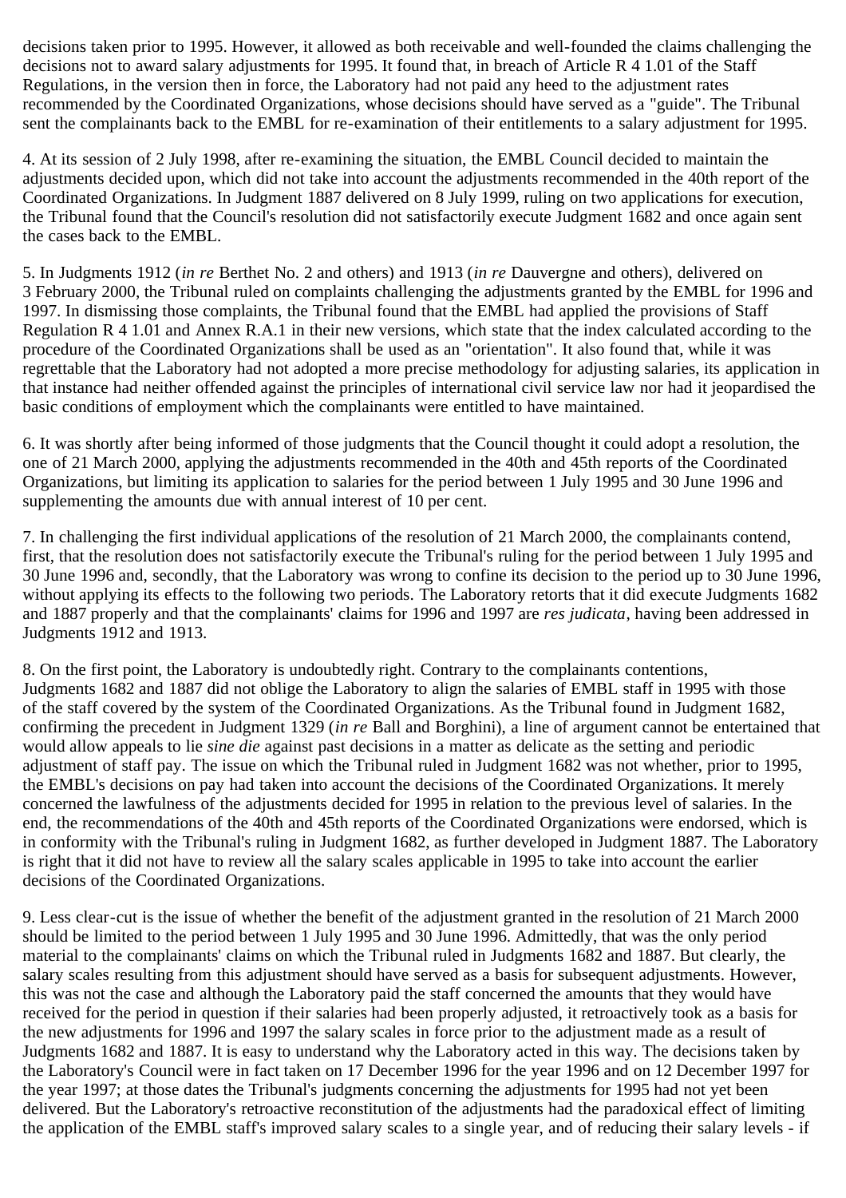decisions taken prior to 1995. However, it allowed as both receivable and well-founded the claims challenging the decisions not to award salary adjustments for 1995. It found that, in breach of Article R 4 1.01 of the Staff Regulations, in the version then in force, the Laboratory had not paid any heed to the adjustment rates recommended by the Coordinated Organizations, whose decisions should have served as a "guide". The Tribunal sent the complainants back to the EMBL for re-examination of their entitlements to a salary adjustment for 1995.

4. At its session of 2 July 1998, after re-examining the situation, the EMBL Council decided to maintain the adjustments decided upon, which did not take into account the adjustments recommended in the 40th report of the Coordinated Organizations. In Judgment 1887 delivered on 8 July 1999, ruling on two applications for execution, the Tribunal found that the Council's resolution did not satisfactorily execute Judgment 1682 and once again sent the cases back to the EMBL.

5. In Judgments 1912 (*in re* Berthet No. 2 and others) and 1913 (*in re* Dauvergne and others), delivered on 3 February 2000, the Tribunal ruled on complaints challenging the adjustments granted by the EMBL for 1996 and 1997. In dismissing those complaints, the Tribunal found that the EMBL had applied the provisions of Staff Regulation R 4 1.01 and Annex R.A.1 in their new versions, which state that the index calculated according to the procedure of the Coordinated Organizations shall be used as an "orientation". It also found that, while it was regrettable that the Laboratory had not adopted a more precise methodology for adjusting salaries, its application in that instance had neither offended against the principles of international civil service law nor had it jeopardised the basic conditions of employment which the complainants were entitled to have maintained.

6. It was shortly after being informed of those judgments that the Council thought it could adopt a resolution, the one of 21 March 2000, applying the adjustments recommended in the 40th and 45th reports of the Coordinated Organizations, but limiting its application to salaries for the period between 1 July 1995 and 30 June 1996 and supplementing the amounts due with annual interest of 10 per cent.

7. In challenging the first individual applications of the resolution of 21 March 2000, the complainants contend, first, that the resolution does not satisfactorily execute the Tribunal's ruling for the period between 1 July 1995 and 30 June 1996 and, secondly, that the Laboratory was wrong to confine its decision to the period up to 30 June 1996, without applying its effects to the following two periods. The Laboratory retorts that it did execute Judgments 1682 and 1887 properly and that the complainants' claims for 1996 and 1997 are *res judicata*, having been addressed in Judgments 1912 and 1913.

8. On the first point, the Laboratory is undoubtedly right. Contrary to the complainants contentions, Judgments 1682 and 1887 did not oblige the Laboratory to align the salaries of EMBL staff in 1995 with those of the staff covered by the system of the Coordinated Organizations. As the Tribunal found in Judgment 1682, confirming the precedent in Judgment 1329 (*in re* Ball and Borghini), a line of argument cannot be entertained that would allow appeals to lie *sine die* against past decisions in a matter as delicate as the setting and periodic adjustment of staff pay. The issue on which the Tribunal ruled in Judgment 1682 was not whether, prior to 1995, the EMBL's decisions on pay had taken into account the decisions of the Coordinated Organizations. It merely concerned the lawfulness of the adjustments decided for 1995 in relation to the previous level of salaries. In the end, the recommendations of the 40th and 45th reports of the Coordinated Organizations were endorsed, which is in conformity with the Tribunal's ruling in Judgment 1682, as further developed in Judgment 1887. The Laboratory is right that it did not have to review all the salary scales applicable in 1995 to take into account the earlier decisions of the Coordinated Organizations.

9. Less clear-cut is the issue of whether the benefit of the adjustment granted in the resolution of 21 March 2000 should be limited to the period between 1 July 1995 and 30 June 1996. Admittedly, that was the only period material to the complainants' claims on which the Tribunal ruled in Judgments 1682 and 1887. But clearly, the salary scales resulting from this adjustment should have served as a basis for subsequent adjustments. However, this was not the case and although the Laboratory paid the staff concerned the amounts that they would have received for the period in question if their salaries had been properly adjusted, it retroactively took as a basis for the new adjustments for 1996 and 1997 the salary scales in force prior to the adjustment made as a result of Judgments 1682 and 1887. It is easy to understand why the Laboratory acted in this way. The decisions taken by the Laboratory's Council were in fact taken on 17 December 1996 for the year 1996 and on 12 December 1997 for the year 1997; at those dates the Tribunal's judgments concerning the adjustments for 1995 had not yet been delivered. But the Laboratory's retroactive reconstitution of the adjustments had the paradoxical effect of limiting the application of the EMBL staff's improved salary scales to a single year, and of reducing their salary levels - if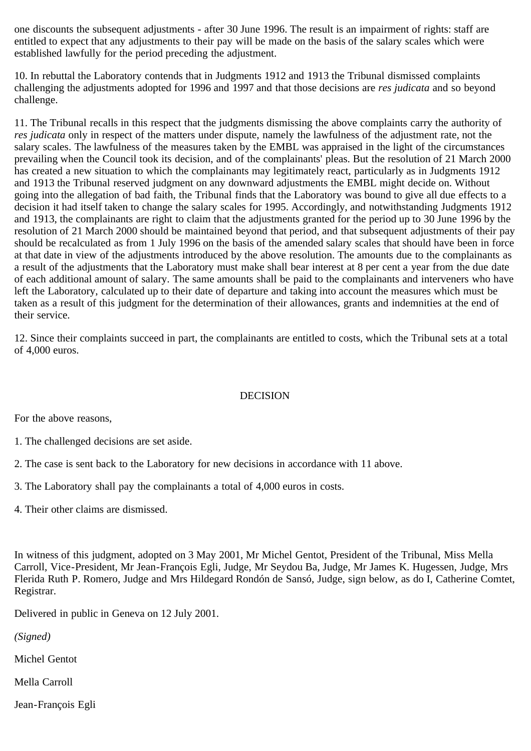one discounts the subsequent adjustments - after 30 June 1996. The result is an impairment of rights: staff are entitled to expect that any adjustments to their pay will be made on the basis of the salary scales which were established lawfully for the period preceding the adjustment.

10. In rebuttal the Laboratory contends that in Judgments 1912 and 1913 the Tribunal dismissed complaints challenging the adjustments adopted for 1996 and 1997 and that those decisions are *res judicata* and so beyond challenge.

11. The Tribunal recalls in this respect that the judgments dismissing the above complaints carry the authority of *res judicata* only in respect of the matters under dispute, namely the lawfulness of the adjustment rate, not the salary scales. The lawfulness of the measures taken by the EMBL was appraised in the light of the circumstances prevailing when the Council took its decision, and of the complainants' pleas. But the resolution of 21 March 2000 has created a new situation to which the complainants may legitimately react, particularly as in Judgments 1912 and 1913 the Tribunal reserved judgment on any downward adjustments the EMBL might decide on. Without going into the allegation of bad faith, the Tribunal finds that the Laboratory was bound to give all due effects to a decision it had itself taken to change the salary scales for 1995. Accordingly, and notwithstanding Judgments 1912 and 1913, the complainants are right to claim that the adjustments granted for the period up to 30 June 1996 by the resolution of 21 March 2000 should be maintained beyond that period, and that subsequent adjustments of their pay should be recalculated as from 1 July 1996 on the basis of the amended salary scales that should have been in force at that date in view of the adjustments introduced by the above resolution. The amounts due to the complainants as a result of the adjustments that the Laboratory must make shall bear interest at 8 per cent a year from the due date of each additional amount of salary. The same amounts shall be paid to the complainants and interveners who have left the Laboratory, calculated up to their date of departure and taking into account the measures which must be taken as a result of this judgment for the determination of their allowances, grants and indemnities at the end of their service.

12. Since their complaints succeed in part, the complainants are entitled to costs, which the Tribunal sets at a total of 4,000 euros.

DECISION

For the above reasons,

1. The challenged decisions are set aside.

2. The case is sent back to the Laboratory for new decisions in accordance with 11 above.

3. The Laboratory shall pay the complainants a total of 4,000 euros in costs.

4. Their other claims are dismissed.

In witness of this judgment, adopted on 3 May 2001, Mr Michel Gentot, President of the Tribunal, Miss Mella Carroll, Vice-President, Mr Jean-François Egli, Judge, Mr Seydou Ba, Judge, Mr James K. Hugessen, Judge, Mrs Flerida Ruth P. Romero, Judge and Mrs Hildegard Rondón de Sansó, Judge, sign below, as do I, Catherine Comtet, Registrar.

Delivered in public in Geneva on 12 July 2001.

*(Signed)*

Michel Gentot

Mella Carroll

Jean-François Egli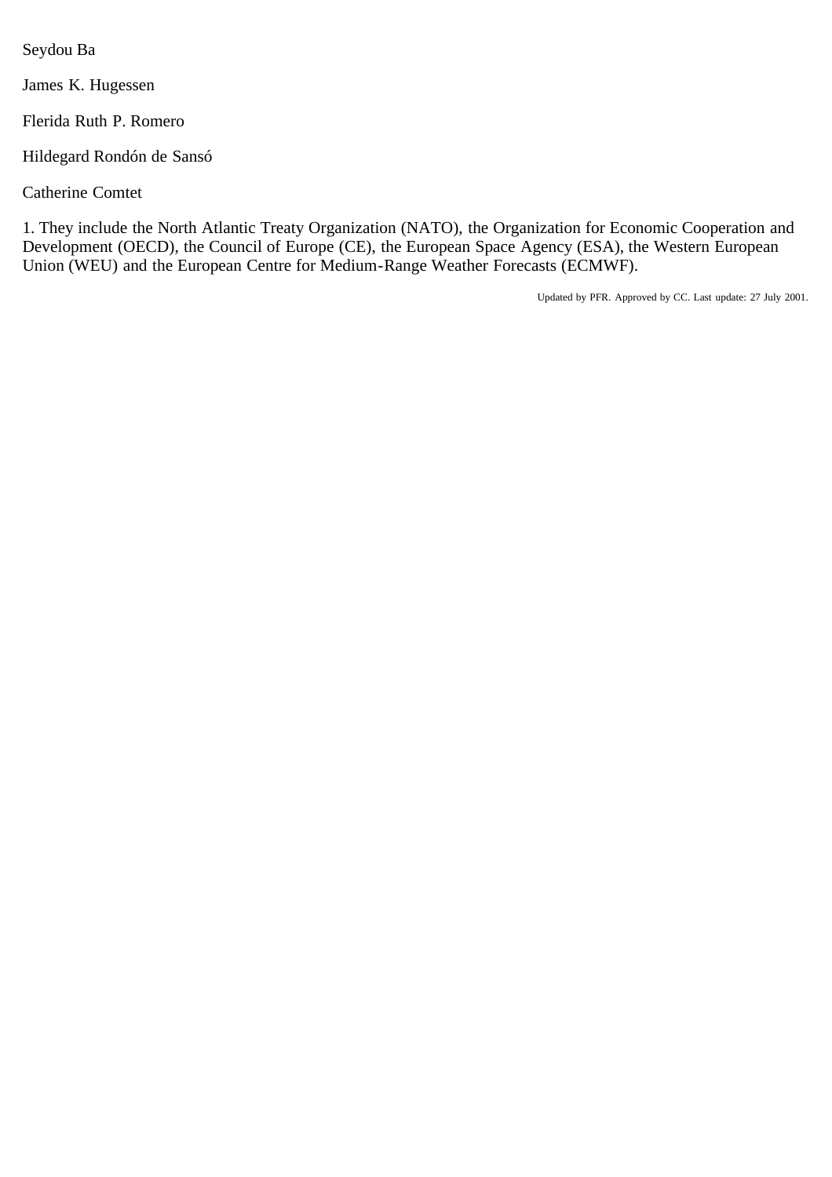Seydou Ba

James K. Hugessen

Flerida Ruth P. Romero

Hildegard Rondón de Sansó

Catherine Comtet

1. They include the North Atlantic Treaty Organization (NATO), the Organization for Economic Cooperation and Development (OECD), the Council of Europe (CE), the European Space Agency (ESA), the Western European Union (WEU) and the European Centre for Medium-Range Weather Forecasts (ECMWF).

Updated by PFR. Approved by CC. Last update: 27 July 2001.